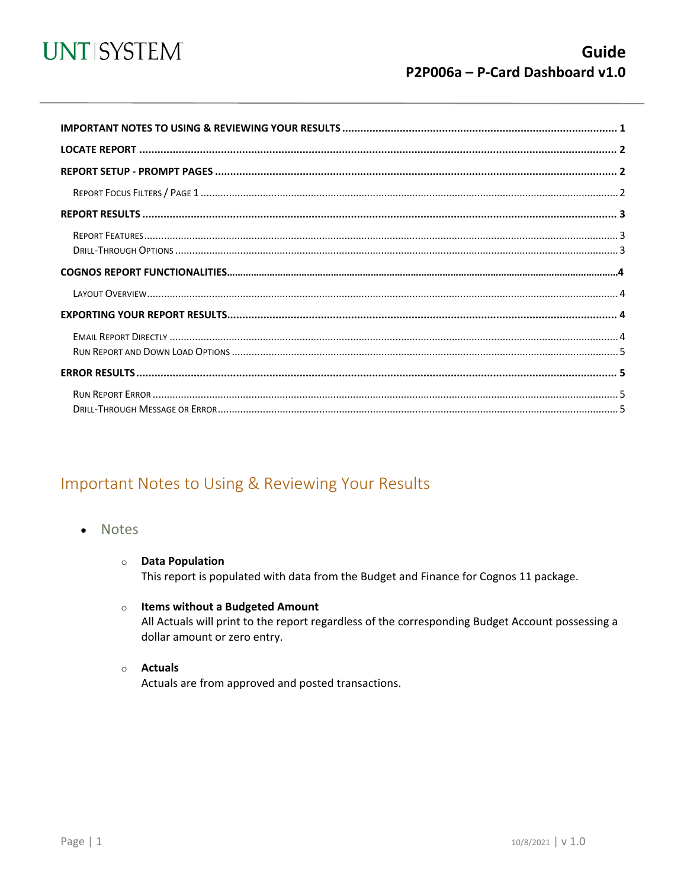# Guide
## P2P006a – P-Card Dashboard v1.0

**IMPORTANT NOTES TO USING & REVIEWING YOUR RESULTS** .......... 1

**LOCATE REPORT** .......... 2

**REPORT SETUP - PROMPT PAGES** .......... 2

- Report Focus Filters / Page 1 .......... 2

**REPORT RESULTS** .......... 3

- Report Features .......... 3
- Drill-Through Options .......... 3

**COGNOS REPORT FUNCTIONALITIES** .......... 4

- Layout Overview .......... 4

**EXPORTING YOUR REPORT RESULTS** .......... 4

- Email Report Directly .......... 4
- Run Report and Down Load Options .......... 5

**ERROR RESULTS** .......... 5

- Run Report Error .......... 5
- Drill-Through Message or Error .......... 5

## Important Notes to Using & Reviewing Your Results

- Notes
  - **Data Population**
    This report is populated with data from the Budget and Finance for Cognos 11 package.
  - **Items without a Budgeted Amount**
    All Actuals will print to the report regardless of the corresponding Budget Account possessing a dollar amount or zero entry.
  - **Actuals**
    Actuals are from approved and posted transactions.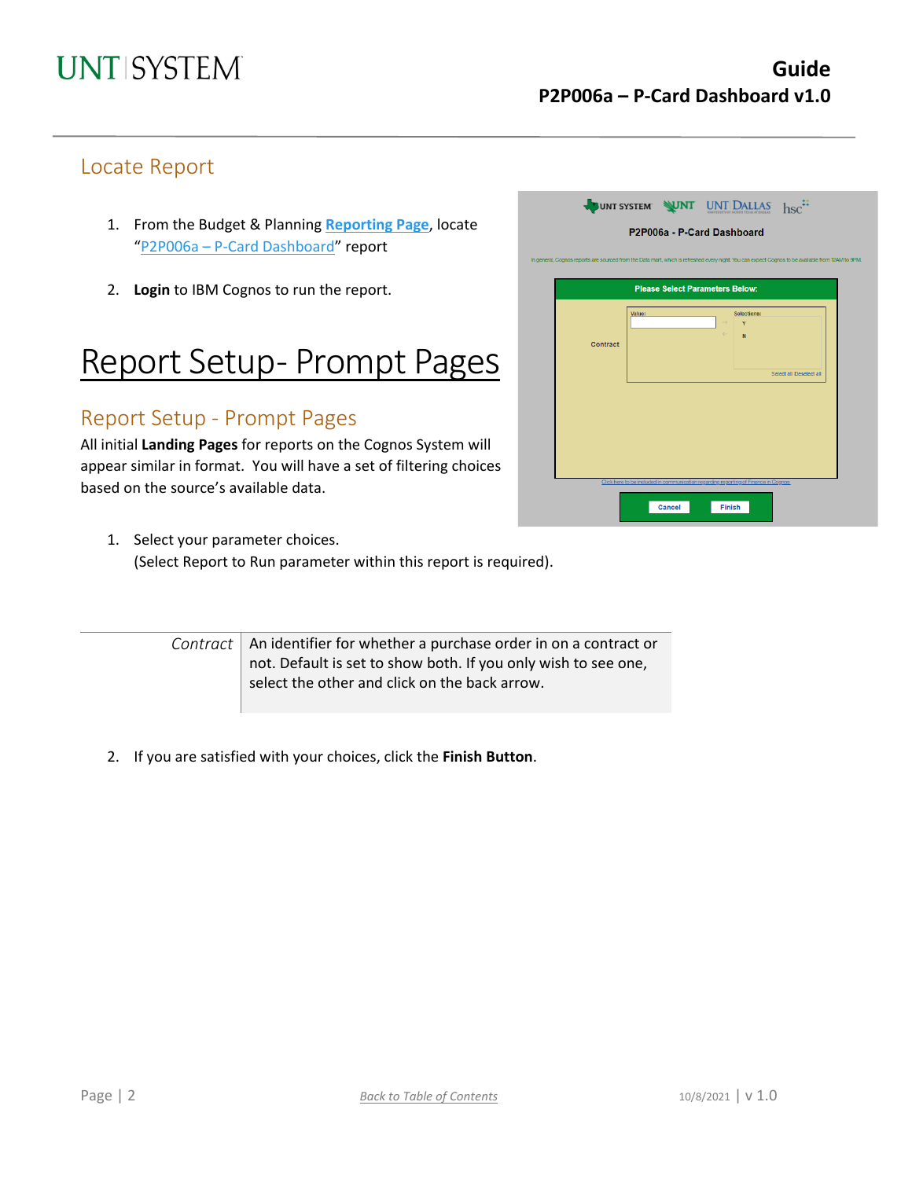## Locate Report

1. From the Budget & Planning **Reporting Page**, locate "P2P006a – P-Card Dashboard" report
2. **Login** to IBM Cognos to run the report.

# Report Setup- Prompt Pages

## Report Setup - Prompt Pages

All initial **Landing Pages** for reports on the Cognos System will appear similar in format. You will have a set of filtering choices based on the source's available data.

1. Select your parameter choices.
   (Select Report to Run parameter within this report is required).

| | |
|---|---|
| *Contract* | An identifier for whether a purchase order in on a contract or not. Default is set to show both. If you only wish to see one, select the other and click on the back arrow. |

2. If you are satisfied with your choices, click the **Finish Button**.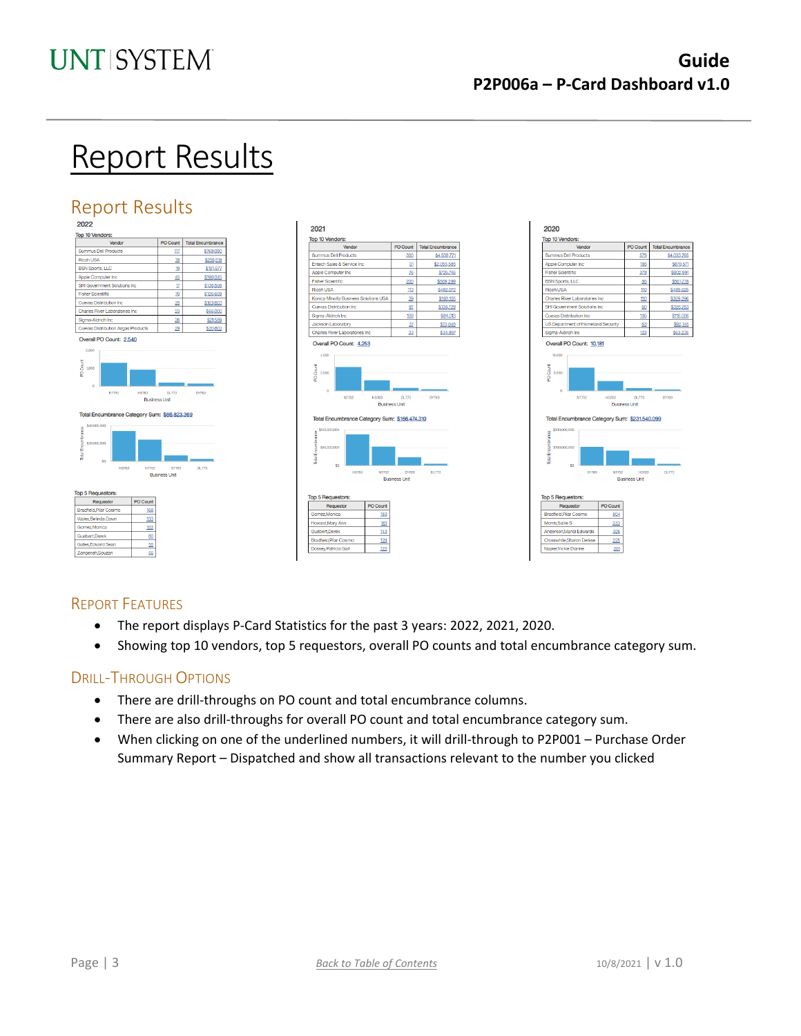# Report Results

## Report Results

### 2022

Top 10 Vendors:

| Vendor | PO Count | Total Encumbrance |
|---|---|---|
| Summus Dell Products | 117 | $769,092 |
| Ricoh USA | 78 | $259,538 |
| BSN Sports, LLC | 78 | $191,577 |
| Apple Computer Inc | 45 | $190,045 |
| SHI Government Solutions Inc | 17 | $139,508 |
| Fisher Scientific | 70 | $129,609 |
| Cuevas Distribution Inc | 25 | $303,603 |
| Charles River Laboratories Inc | 23 | $69,000 |
| Sigma-Aldrich Inc | 26 | $21,509 |
| Cuevas Distribution Airgas Products | 29 | $20,802 |

Overall PO Count: 2,540

Total Encumbrance Category Sum: $66,823,369

Top 5 Requestors:

| Requestor | PO Count |
|---|---|
| Bradfield,Pilar Cosimo | 168 |
| Wales,Belinda Dawn | 133 |
| Gomez,Monica | 122 |
| Guebert,Derek | 80 |
| Gates,Edward Sean | 55 |
| Zangeneh,Souzan | 55 |

### 2021

Top 10 Vendors:

| Vendor | PO Count | Total Encumbrance |
|---|---|---|
| Summus Dell Products | 300 | $4,539,771 |
| Entech Sales & Service Inc | 31 | $2,055,585 |
| Apple Computer Inc | 76 | $726,746 |
| Fisher Scientific | 200 | $569,289 |
| Ricoh USA | 113 | $468,372 |
| Konica Minolta Business Solutions USA | 39 | $199,105 |
| Cuevas Distribution Inc | 97 | $318,729 |
| Sigma-Aldrich Inc | 109 | $94,013 |
| Jackson Laboratory | 27 | $73,045 |
| Charles River Laboratories Inc | 33 | $34,897 |

Overall PO Count: 4,253

Total Encumbrance Category Sum: $166,474,310

Top 5 Requestors:

| Requestor | PO Count |
|---|---|
| Gomez,Monica | 183 |
| Howard,Mary Ann | 161 |
| Guebert,Derek | 143 |
| Bradfield,Pilar Cosimo | 124 |
| Dossey,Patricia Gail | 122 |

### 2020

Top 10 Vendors:

| Vendor | PO Count | Total Encumbrance |
|---|---|---|
| Summus Dell Products | 579 | $4,033,765 |
| Apple Computer Inc | 180 | $870,571 |
| Fisher Scientific | 378 | $802,691 |
| BSN Sports, LLC | 85 | $563,776 |
| Ricoh USA | 192 | $488,825 |
| Charles River Laboratories Inc | 110 | $329,296 |
| SHI Government Solutions Inc | 60 | $326,753 |
| Cuevas Distribution Inc | 106 | $118,026 |
| US Department of Homeland Security | 63 | $92,145 |
| Sigma-Aldrich Inc | 123 | $63,236 |

Overall PO Count: 10,181

Total Encumbrance Category Sum: $231,540,099

Top 5 Requestors:

| Requestor | PO Count |
|---|---|
| Bradfield,Pilar Cosimo | 804 |
| Morris,Sallie S | 333 |
| Anderson,Mandi Edwards | 326 |
| Crosswhite,Sharon Denise | 225 |
| Napier,Vickie Dianne | 201 |

## Report Features

- The report displays P-Card Statistics for the past 3 years: 2022, 2021, 2020.
- Showing top 10 vendors, top 5 requestors, overall PO counts and total encumbrance category sum.

## Drill-Through Options

- There are drill-throughs on PO count and total encumbrance columns.
- There are also drill-throughs for overall PO count and total encumbrance category sum.
- When clicking on one of the underlined numbers, it will drill-through to P2P001 – Purchase Order Summary Report – Dispatched and show all transactions relevant to the number you clicked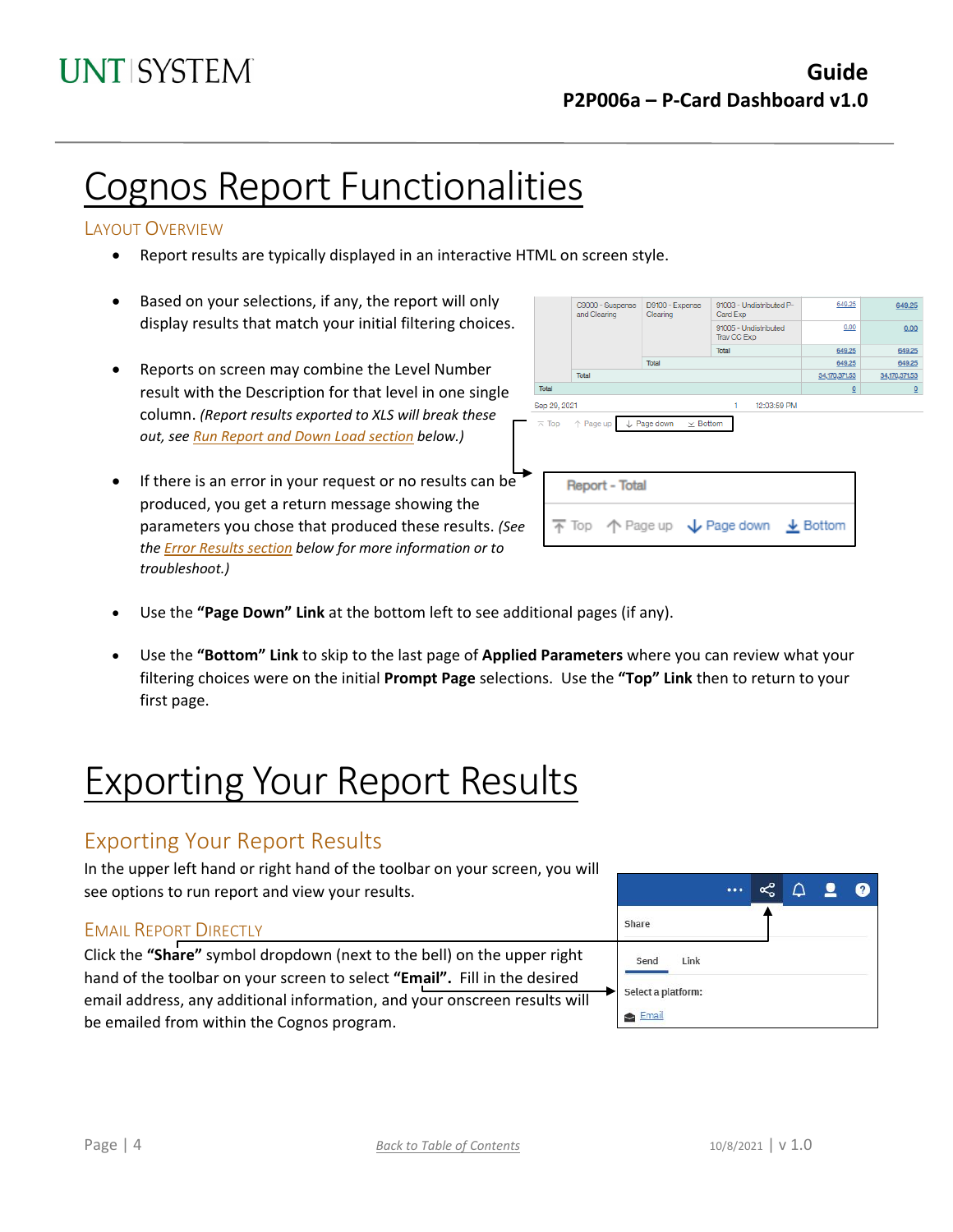# Cognos Report Functionalities

## Layout Overview

- Report results are typically displayed in an interactive HTML on screen style.
- Based on your selections, if any, the report will only display results that match your initial filtering choices.
- Reports on screen may combine the Level Number result with the Description for that level in one single column. *(Report results exported to XLS will break these out, see Run Report and Down Load section below.)*
- If there is an error in your request or no results can be produced, you get a return message showing the parameters you chose that produced these results. *(See the Error Results section below for more information or to troubleshoot.)*
- Use the **"Page Down" Link** at the bottom left to see additional pages (if any).
- Use the **"Bottom" Link** to skip to the last page of **Applied Parameters** where you can review what your filtering choices were on the initial **Prompt Page** selections. Use the **"Top" Link** then to return to your first page.

# Exporting Your Report Results

## Exporting Your Report Results

In the upper left hand or right hand of the toolbar on your screen, you will see options to run report and view your results.

### Email Report Directly

Click the **"Share"** symbol dropdown (next to the bell) on the upper right hand of the toolbar on your screen to select **"Email".** Fill in the desired email address, any additional information, and your onscreen results will be emailed from within the Cognos program.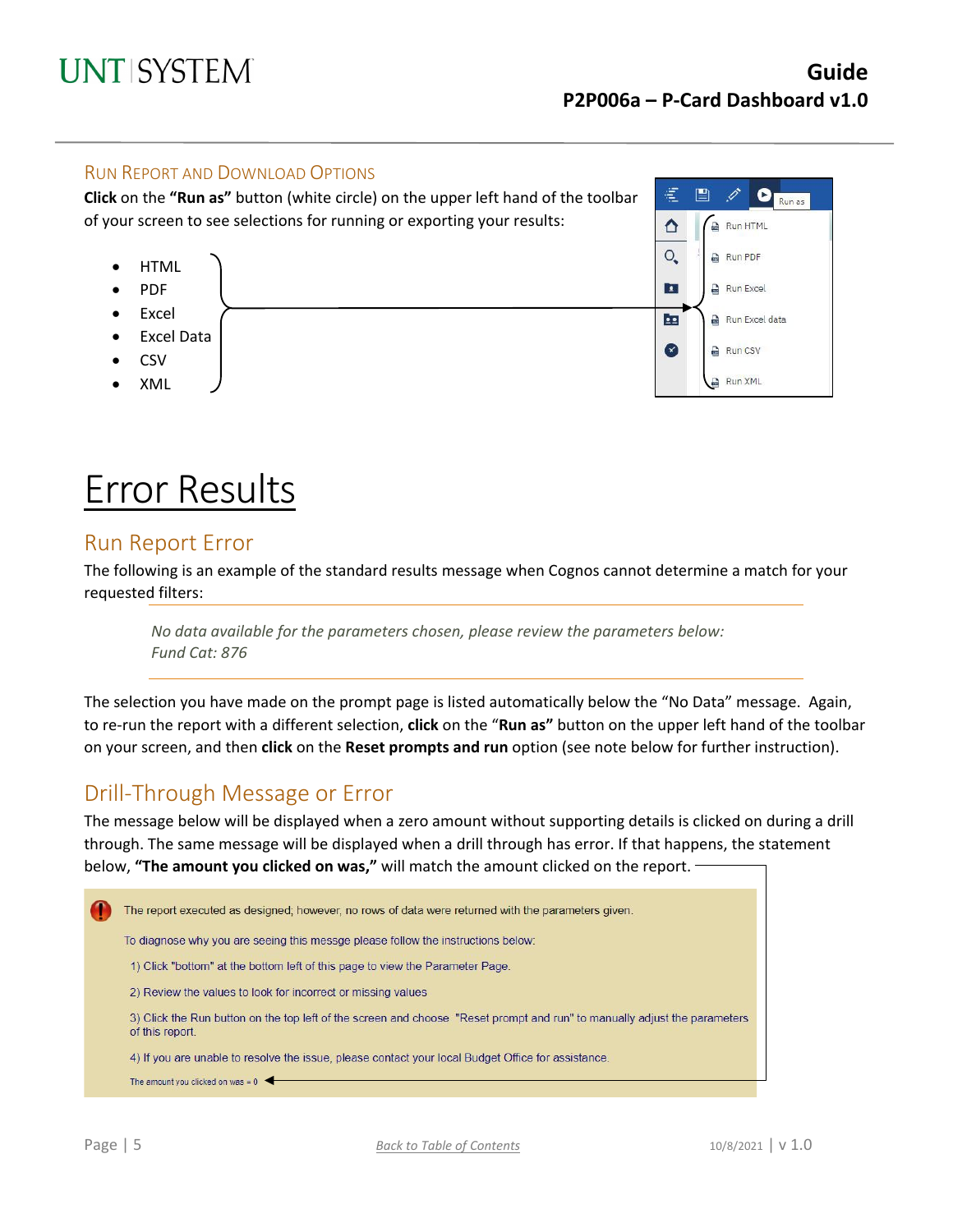## Run Report and Download Options

**Click** on the **"Run as"** button (white circle) on the upper left hand of the toolbar of your screen to see selections for running or exporting your results:

- HTML
- PDF
- Excel
- Excel Data
- CSV
- XML

Run as

Run HTML

Run PDF

Run Excel

Run Excel data

Run CSV

Run XML

# Error Results

## Run Report Error

The following is an example of the standard results message when Cognos cannot determine a match for your requested filters:

> *No data available for the parameters chosen, please review the parameters below:*
> *Fund Cat: 876*

The selection you have made on the prompt page is listed automatically below the "No Data" message. Again, to re-run the report with a different selection, **click** on the "**Run as"** button on the upper left hand of the toolbar on your screen, and then **click** on the **Reset prompts and run** option (see note below for further instruction).

## Drill-Through Message or Error

The message below will be displayed when a zero amount without supporting details is clicked on during a drill through. The same message will be displayed when a drill through has error. If that happens, the statement below, **"The amount you clicked on was,"** will match the amount clicked on the report.

The report executed as designed; however, no rows of data were returned with the parameters given.

To diagnose why you are seeing this messge please follow the instructions below:

1) Click "bottom" at the bottom left of this page to view the Parameter Page.

2) Review the values to look for incorrect or missing values

3) Click the Run button on the top left of the screen and choose "Reset prompt and run" to manually adjust the parameters of this report.

4) If you are unable to resolve the issue, please contact your local Budget Office for assistance.

The amount you clicked on was = 0